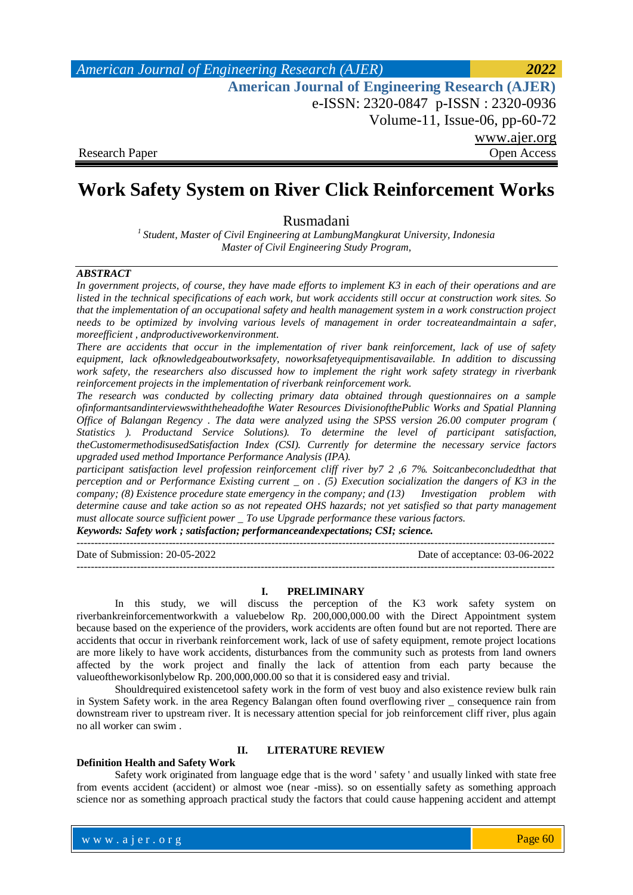Research Paper Open Access

# Work Safety System on River Click Reinforcement Works

Rusmadani

[1] *Student, Master of Civil Engineering at LambungMangkurat University, Indonesia*
*Master of Civil Engineering Study Program,*

***ABSTRACT***

*In government projects, of course, they have made efforts to implement K3 in each of their operations and are listed in the technical specifications of each work, but work accidents still occur at construction work sites. So that the implementation of an occupational safety and health management system in a work construction project needs to be optimized by involving various levels of management in order tocreateandmaintain a safer, moreefficient , andproductiveworkenvironment.*

*There are accidents that occur in the implementation of river bank reinforcement, lack of use of safety equipment, lack ofknowledgeaboutworksafety, noworksafetyequipmentisavailable. In addition to discussing work safety, the researchers also discussed how to implement the right work safety strategy in riverbank reinforcement projects in the implementation of riverbank reinforcement work.*

*The research was conducted by collecting primary data obtained through questionnaires on a sample ofinformantsandinterviewswiththeheadofthe Water Resources DivisionofthePublic Works and Spatial Planning Office of Balangan Regency . The data were analyzed using the SPSS version 26.00 computer program ( Statistics ). Productand Service Solutions). To determine the level of participant satisfaction, theCustomermethodisusedSatisfaction Index (CSI). Currently for determine the necessary service factors upgraded used method Importance Performance Analysis (IPA).*

*participant satisfaction level profession reinforcement cliff river by7 2 ,6 7%. Soitcanbeconcludedthat that perception and or Performance Existing current _ on . (5) Execution socialization the dangers of K3 in the company; (8) Existence procedure state emergency in the company; and (13) Investigation problem with determine cause and take action so as not repeated OHS hazards; not yet satisfied so that party management must allocate source sufficient power _ To use Upgrade performance these various factors.*

***Keywords: Safety work ; satisfaction; performanceandexpectations; CSI; science.***

---

Date of Submission: 20-05-2022 Date of acceptance: 03-06-2022

---

## I. PRELIMINARY

In this study, we will discuss the perception of the K3 work safety system on riverbankreinforcementworkwith a valuebelow Rp. 200,000,000.00 with the Direct Appointment system because based on the experience of the providers, work accidents are often found but are not reported. There are accidents that occur in riverbank reinforcement work, lack of use of safety equipment, remote project locations are more likely to have work accidents, disturbances from the community such as protests from land owners affected by the work project and finally the lack of attention from each party because the valueoftheworkisonlybelow Rp. 200,000,000.00 so that it is considered easy and trivial.

Shouldrequired existencetool safety work in the form of vest buoy and also existence review bulk rain in System Safety work. in the area Regency Balangan often found overflowing river _ consequence rain from downstream river to upstream river. It is necessary attention special for job reinforcement cliff river, plus again no all worker can swim .

## II. LITERATURE REVIEW

**Definition Health and Safety Work**

Safety work originated from language edge that is the word ' safety ' and usually linked with state free from events accident (accident) or almost woe (near -miss). so on essentially safety as something approach science nor as something approach practical study the factors that could cause happening accident and attempt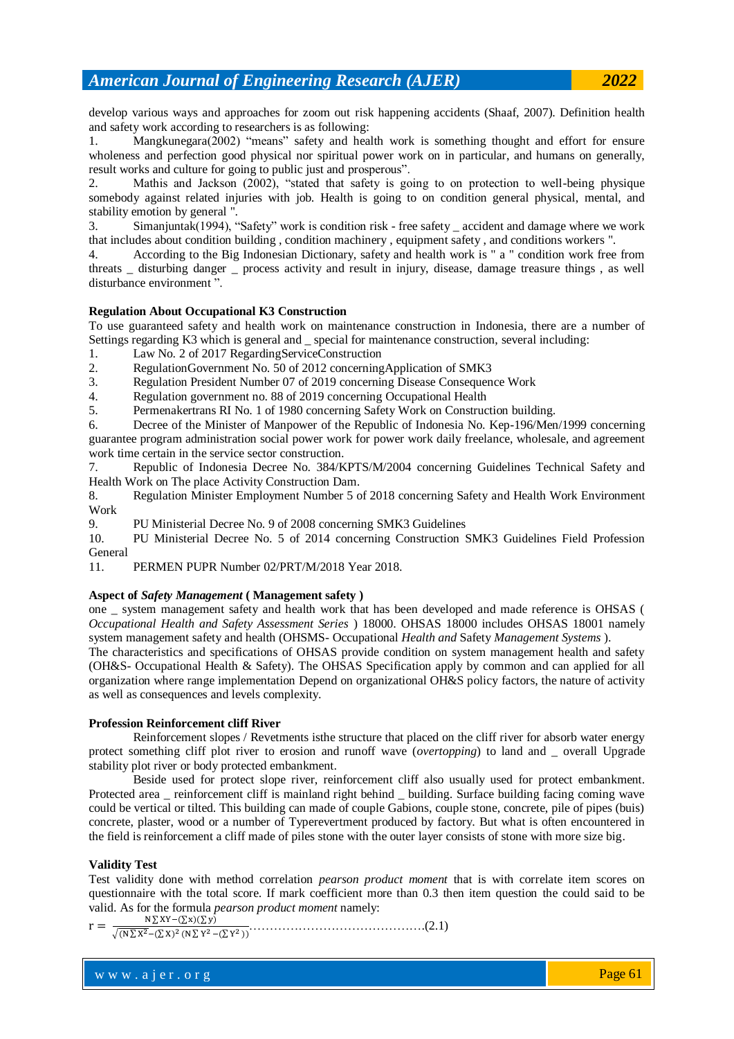develop various ways and approaches for zoom out risk happening accidents (Shaaf, 2007). Definition health and safety work according to researchers is as following:

1. Mangkunegara(2002) "means" safety and health work is something thought and effort for ensure wholeness and perfection good physical nor spiritual power work on in particular, and humans on generally, result works and culture for going to public just and prosperous".
2. Mathis and Jackson (2002), "stated that safety is going to on protection to well-being physique somebody against related injuries with job. Health is going to on condition general physical, mental, and stability emotion by general ".
3. Simanjuntak(1994), "Safety" work is condition risk - free safety _ accident and damage where we work that includes about condition building , condition machinery , equipment safety , and conditions workers ".
4. According to the Big Indonesian Dictionary, safety and health work is " a " condition work free from threats _ disturbing danger _ process activity and result in injury, disease, damage treasure things , as well disturbance environment ".

**Regulation About Occupational K3 Construction**

To use guaranteed safety and health work on maintenance construction in Indonesia, there are a number of Settings regarding K3 which is general and _ special for maintenance construction, several including:

1. Law No. 2 of 2017 RegardingServiceConstruction
2. RegulationGovernment No. 50 of 2012 concerningApplication of SMK3
3. Regulation President Number 07 of 2019 concerning Disease Consequence Work
4. Regulation government no. 88 of 2019 concerning Occupational Health
5. Permenakertrans RI No. 1 of 1980 concerning Safety Work on Construction building.
6. Decree of the Minister of Manpower of the Republic of Indonesia No. Kep-196/Men/1999 concerning guarantee program administration social power work for power work daily freelance, wholesale, and agreement work time certain in the service sector construction.
7. Republic of Indonesia Decree No. 384/KPTS/M/2004 concerning Guidelines Technical Safety and Health Work on The place Activity Construction Dam.
8. Regulation Minister Employment Number 5 of 2018 concerning Safety and Health Work Environment Work
9. PU Ministerial Decree No. 9 of 2008 concerning SMK3 Guidelines
10. PU Ministerial Decree No. 5 of 2014 concerning Construction SMK3 Guidelines Field Profession General
11. PERMEN PUPR Number 02/PRT/M/2018 Year 2018.

**Aspect of *Safety Management* ( Management safety )**

one _ system management safety and health work that has been developed and made reference is OHSAS ( *Occupational Health and Safety Assessment Series* ) 18000. OHSAS 18000 includes OHSAS 18001 namely system management safety and health (OHSMS- Occupational *Health and* Safety *Management Systems* ).

The characteristics and specifications of OHSAS provide condition on system management health and safety (OH&S- Occupational Health & Safety). The OHSAS Specification apply by common and can applied for all organization where range implementation Depend on organizational OH&S policy factors, the nature of activity as well as consequences and levels complexity.

**Profession Reinforcement cliff River**

Reinforcement slopes / Revetments isthe structure that placed on the cliff river for absorb water energy protect something cliff plot river to erosion and runoff wave (*overtopping*) to land and _ overall Upgrade stability plot river or body protected embankment.

Beside used for protect slope river, reinforcement cliff also usually used for protect embankment. Protected area _ reinforcement cliff is mainland right behind _ building. Surface building facing coming wave could be vertical or tilted. This building can made of couple Gabions, couple stone, concrete, pile of pipes (buis) concrete, plaster, wood or a number of Typerevertment produced by factory. But what is often encountered in the field is reinforcement a cliff made of piles stone with the outer layer consists of stone with more size big.

**Validity Test**

Test validity done with method correlation *pearson product moment* that is with correlate item scores on questionnaire with the total score. If mark coefficient more than 0.3 then item question the could said to be valid. As for the formula *pearson product moment* namely:

$$r = \frac{N\sum XY - (\sum x)(\sum y)}{\sqrt{(N\sum X^2 - (\sum X)^2 \, (N\sum Y^2 - (\sum Y^2))}} \quad \text{.......................................(2.1)}$$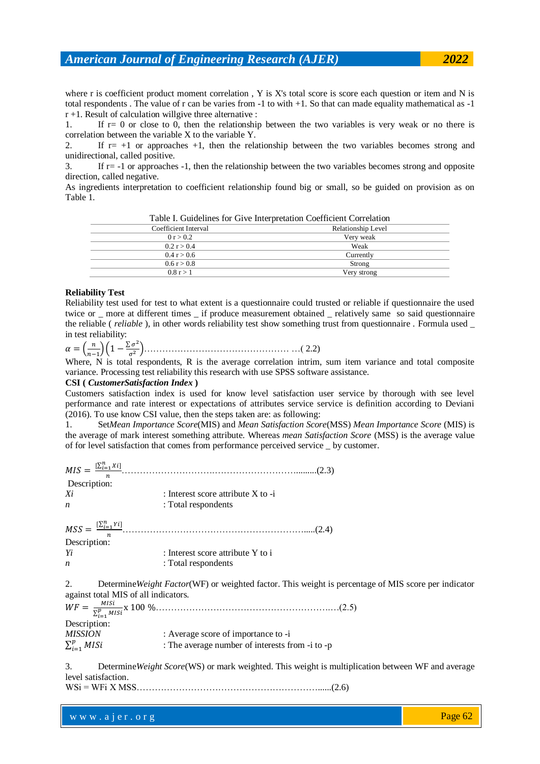where r is coefficient product moment correlation , Y is X's total score is score each question or item and N is total respondents . The value of r can be varies from -1 to with +1. So that can made equality mathematical as -1 r +1. Result of calculation willgive three alternative :

1. If r= 0 or close to 0, then the relationship between the two variables is very weak or no there is correlation between the variable X to the variable Y.
2. If r= +1 or approaches +1, then the relationship between the two variables becomes strong and unidirectional, called positive.
3. If r= -1 or approaches -1, then the relationship between the two variables becomes strong and opposite direction, called negative.

As ingredients interpretation to coefficient relationship found big or small, so be guided on provision as on Table 1.

Table I. Guidelines for Give Interpretation Coefficient Correlation

| Coefficient Interval | Relationship Level |
|---|---|
| 0 r > 0.2 | Very weak |
| 0.2 r > 0.4 | Weak |
| 0.4 r > 0.6 | Currently |
| 0.6 r > 0.8 | Strong |
| 0.8 r > 1 | Very strong |

**Reliability Test**

Reliability test used for test to what extent is a questionnaire could trusted or reliable if questionnaire the used twice or _ more at different times _ if produce measurement obtained _ relatively same so said questionnaire the reliable ( *reliable* ), in other words reliability test show something trust from questionnaire . Formula used _ in test reliability:

$$\alpha = \left(\frac{n}{n-1}\right)\left(1 - \frac{\sum \sigma^2}{\sigma^2}\right) \quad \text{( 2.2)}$$

Where, N is total respondents, R is the average correlation intrim, sum item variance and total composite variance. Processing test reliability this research with use SPSS software assistance.

**CSI ( *CustomerSatisfaction Index* )**

Customers satisfaction index is used for know level satisfaction user service by thorough with see level performance and rate interest or expectations of attributes service service is definition according to Deviani (2016). To use know CSI value, then the steps taken are: as following:

1. Set*Mean Importance Score*(MIS) and *Mean Satisfaction Score*(MSS) *Mean Importance Score* (MIS) is the average of mark interest something attribute. Whereas *mean Satisfaction Score* (MSS) is the average value of for level satisfaction that comes from performance perceived service _ by customer.

$$MIS = \frac{[\sum_{i=1}^{n} Xi]}{n} \quad \text{(2.3)}$$

Description:

*Xi* : Interest score attribute X to -i
*n* : Total respondents

$$MSS = \frac{[\sum_{i=1}^{n} Yi]}{n} \quad \text{(2.4)}$$

Description:

*Yi* : Interest score attribute Y to i
*n* : Total respondents

2. Determine*Weight Factor*(WF) or weighted factor. This weight is percentage of MIS score per indicator against total MIS of all indicators.

$$WF = \frac{MISi}{\sum_{i=1}^{p} MISi} \text{x } 100\ \% \quad \text{(2.5)}$$

Description:

*MISSION* : Average score of importance to -i
$\sum_{i=1}^{p} MISi$ : The average number of interests from -i to -p

3. Determine*Weight Score*(WS) or mark weighted. This weight is multiplication between WF and average level satisfaction.

WSi = WFi X MSS......(2.6)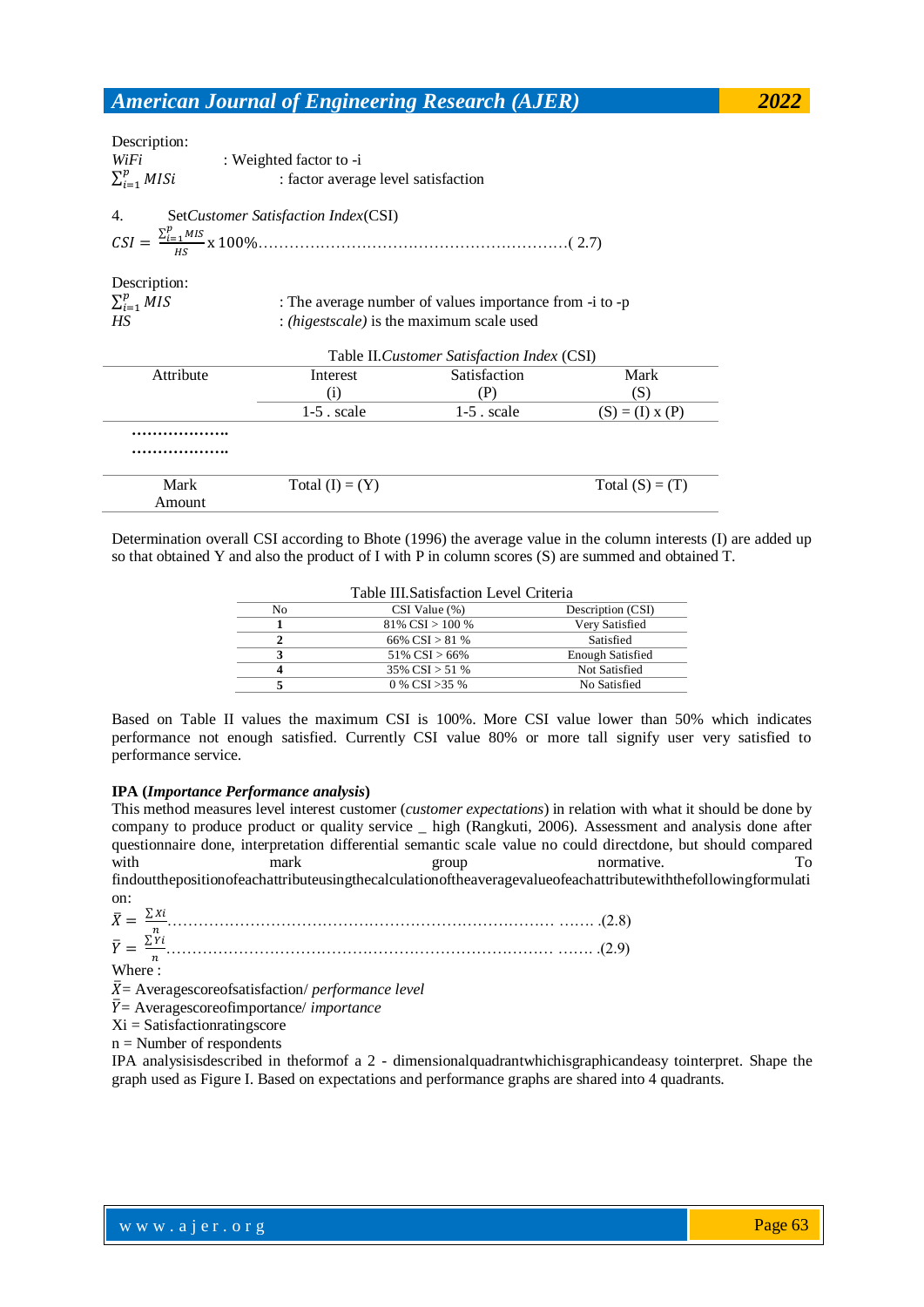Description:

$WiFi$ : Weighted factor to -i

$\sum_{i=1}^{p} MISi$ : factor average level satisfaction

4. Set*Customer Satisfaction Index*(CSI)

$$CSI = \frac{\sum_{i=1}^{p} MIS}{HS} \text{ x } 100\% \quad (2.7)$$

Description:

$\sum_{i=1}^{p} MIS$ : The average number of values importance from -i to -p

$HS$ : *(higestscale)* is the maximum scale used

Table II.*Customer Satisfaction Index* (CSI)

| Attribute | Interest (i) | Satisfaction (P) | Mark (S) |
|---|---|---|---|
| | 1-5 . scale | 1-5 . scale | (S) = (I) x (P) |
| ………………. | | | |
| ………………. | | | |
| Mark Amount | Total (I) = (Y) | | Total (S) = (T) |

Determination overall CSI according to Bhote (1996) the average value in the column interests (I) are added up so that obtained Y and also the product of I with P in column scores (S) are summed and obtained T.

Table III.Satisfaction Level Criteria

| No | CSI Value (%) | Description (CSI) |
|---|---|---|
| **1** | 81% CSI > 100 % | Very Satisfied |
| **2** | 66% CSI > 81 % | Satisfied |
| **3** | 51% CSI > 66% | Enough Satisfied |
| **4** | 35% CSI > 51 % | Not Satisfied |
| **5** | 0 % CSI >35 % | No Satisfied |

Based on Table II values the maximum CSI is 100%. More CSI value lower than 50% which indicates performance not enough satisfied. Currently CSI value 80% or more tall signify user very satisfied to performance service.

**IPA (*Importance Performance analysis*)**

This method measures level interest customer (*customer expectations*) in relation with what it should be done by company to produce product or quality service _ high (Rangkuti, 2006). Assessment and analysis done after questionnaire done, interpretation differential semantic scale value no could directdone, but should compared with mark group normative. To findoutthepositionofeachattributeusingthecalculationoftheaveragevalueofeachattributewiththefollowingformulation:

$$\bar{X} = \frac{\sum Xi}{n} \quad (2.8)$$

$$\bar{Y} = \frac{\sum Yi}{n} \quad (2.9)$$

Where :

$\bar{X}$= Averagescoreofsatisfaction/ *performance level*

$\bar{Y}$= Averagescoreofimportance/ *importance*

Xi = Satisfactionratingsscore

n = Number of respondents

IPA analysisisdescribed in theformof a 2 - dimensionalquadrantwhichisgraphicandeasy tointerpret. Shape the graph used as Figure I. Based on expectations and performance graphs are shared into 4 quadrants.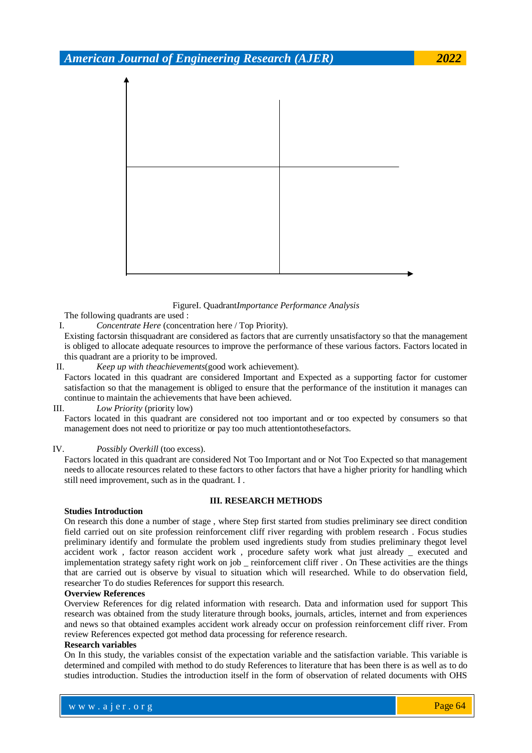FigureI. Quadrant*Importance Performance Analysis*

The following quadrants are used :

I. *Concentrate Here* (concentration here / Top Priority).

Existing factorsin thisquadrant are considered as factors that are currently unsatisfactory so that the management is obliged to allocate adequate resources to improve the performance of these various factors. Factors located in this quadrant are a priority to be improved.

II. *Keep up with theachievements*(good work achievement).

Factors located in this quadrant are considered Important and Expected as a supporting factor for customer satisfaction so that the management is obliged to ensure that the performance of the institution it manages can continue to maintain the achievements that have been achieved.

III. *Low Priority* (priority low)

Factors located in this quadrant are considered not too important and or too expected by consumers so that management does not need to prioritize or pay too much attentiontothesefactors.

IV. *Possibly Overkill* (too excess).

Factors located in this quadrant are considered Not Too Important and or Not Too Expected so that management needs to allocate resources related to these factors to other factors that have a higher priority for handling which still need improvement, such as in the quadrant. I .

## III. RESEARCH METHODS

**Studies Introduction**

On research this done a number of stage , where Step first started from studies preliminary see direct condition field carried out on site profession reinforcement cliff river regarding with problem research . Focus studies preliminary identify and formulate the problem used ingredients study from studies preliminary thegot level accident work , factor reason accident work , procedure safety work what just already _ executed and implementation strategy safety right work on job _ reinforcement cliff river . On These activities are the things that are carried out is observe by visual to situation which will researched. While to do observation field, researcher To do studies References for support this research.

**Overview References**

Overview References for dig related information with research. Data and information used for support This research was obtained from the study literature through books, journals, articles, internet and from experiences and news so that obtained examples accident work already occur on profession reinforcement cliff river. From review References expected got method data processing for reference research.

**Research variables**

On In this study, the variables consist of the expectation variable and the satisfaction variable. This variable is determined and compiled with method to do study References to literature that has been there is as well as to do studies introduction. Studies the introduction itself in the form of observation of related documents with OHS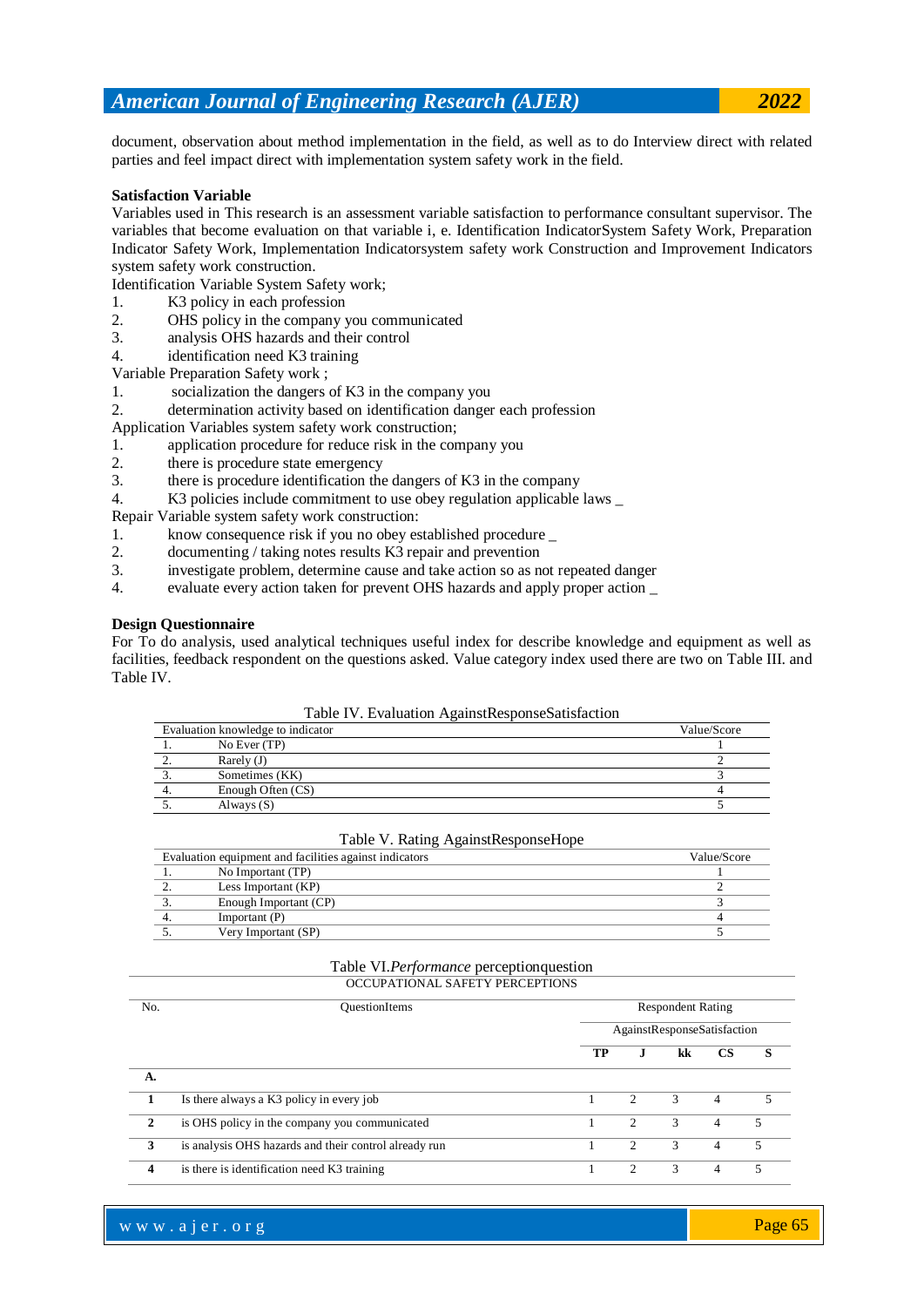document, observation about method implementation in the field, as well as to do Interview direct with related parties and feel impact direct with implementation system safety work in the field.

**Satisfaction Variable**

Variables used in This research is an assessment variable satisfaction to performance consultant supervisor. The variables that become evaluation on that variable i, e. Identification IndicatorSystem Safety Work, Preparation Indicator Safety Work, Implementation Indicatorsystem safety work Construction and Improvement Indicators system safety work construction.

Identification Variable System Safety work;

1. K3 policy in each profession
2. OHS policy in the company you communicated
3. analysis OHS hazards and their control
4. identification need K3 training

Variable Preparation Safety work ;

1. socialization the dangers of K3 in the company you
2. determination activity based on identification danger each profession

Application Variables system safety work construction;

1. application procedure for reduce risk in the company you
2. there is procedure state emergency
3. there is procedure identification the dangers of K3 in the company
4. K3 policies include commitment to use obey regulation applicable laws _

Repair Variable system safety work construction:

1. know consequence risk if you no obey established procedure _
2. documenting / taking notes results K3 repair and prevention
3. investigate problem, determine cause and take action so as not repeated danger
4. evaluate every action taken for prevent OHS hazards and apply proper action _

**Design Questionnaire**

For To do analysis, used analytical techniques useful index for describe knowledge and equipment as well as facilities, feedback respondent on the questions asked. Value category index used there are two on Table III. and Table IV.

Table IV. Evaluation AgainstResponseSatisfaction

| Evaluation knowledge to indicator | | Value/Score |
|---|---|---|
| 1. | No Ever (TP) | 1 |
| 2. | Rarely (J) | 2 |
| 3. | Sometimes (KK) | 3 |
| 4. | Enough Often (CS) | 4 |
| 5. | Always (S) | 5 |

Table V. Rating AgainstResponseHope

| Evaluation equipment and facilities against indicators | | Value/Score |
|---|---|---|
| 1. | No Important (TP) | 1 |
| 2. | Less Important (KP) | 2 |
| 3. | Enough Important (CP) | 3 |
| 4. | Important (P) | 4 |
| 5. | Very Important (SP) | 5 |

Table VI.*Performance* perceptionquestion

OCCUPATIONAL SAFETY PERCEPTIONS

| No. | QuestionItems | Respondent Rating | | | | |
|---|---|---|---|---|---|---|
| | | AgainstResponseSatisfaction | | | | |
| | | **TP** | **J** | **kk** | **CS** | **S** |
| **A.** | | | | | | |
| **1** | Is there always a K3 policy in every job | 1 | 2 | 3 | 4 | 5 |
| **2** | is OHS policy in the company you communicated | 1 | 2 | 3 | 4 | 5 |
| **3** | is analysis OHS hazards and their control already run | 1 | 2 | 3 | 4 | 5 |
| **4** | is there is identification need K3 training | 1 | 2 | 3 | 4 | 5 |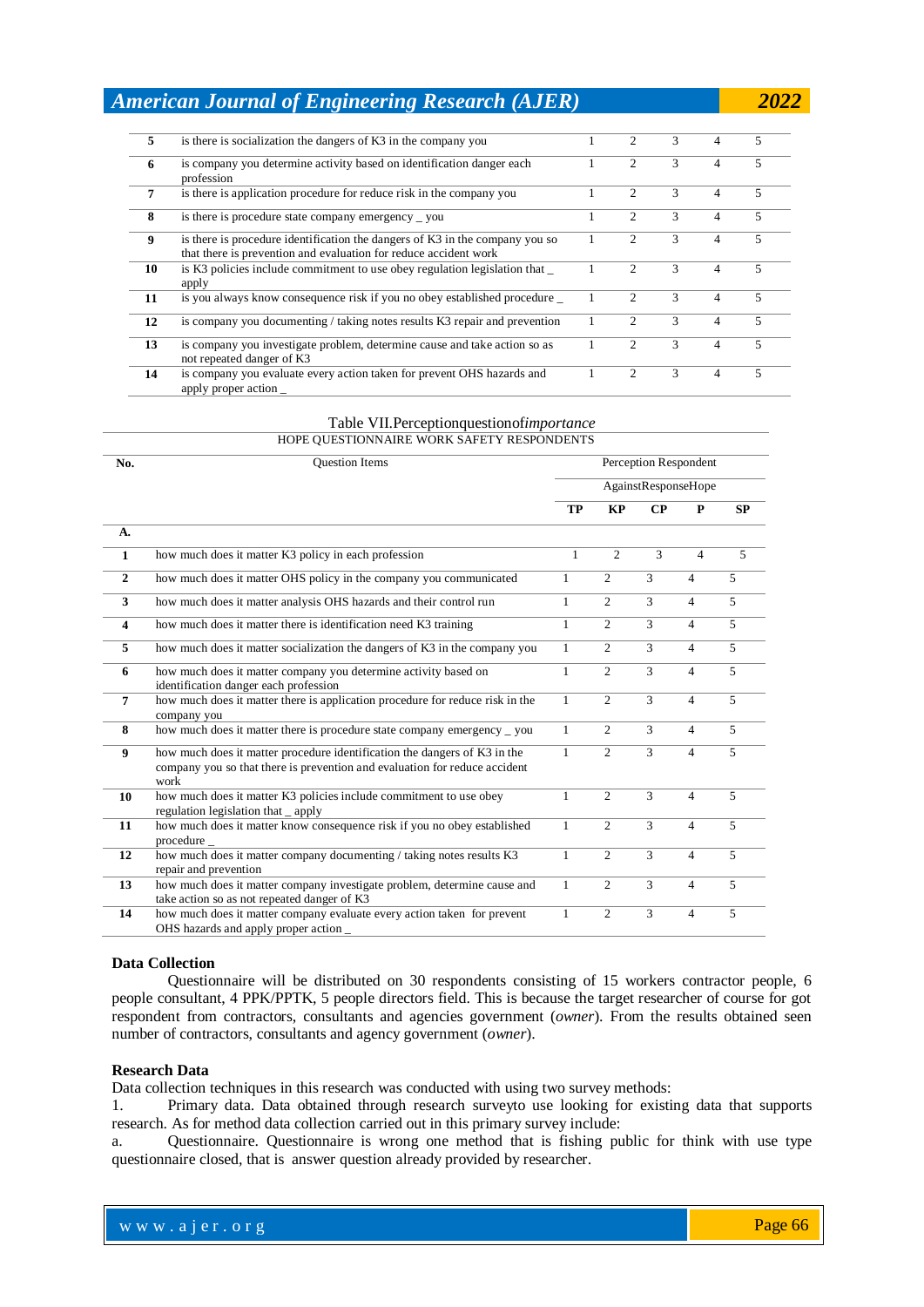| | | | | | | |
|---|---|---|---|---|---|---|
| **5** | is there is socialization the dangers of K3 in the company you | 1 | 2 | 3 | 4 | 5 |
| **6** | is company you determine activity based on identification danger each profession | 1 | 2 | 3 | 4 | 5 |
| **7** | is there is application procedure for reduce risk in the company you | 1 | 2 | 3 | 4 | 5 |
| **8** | is there is procedure state company emergency _ you | 1 | 2 | 3 | 4 | 5 |
| **9** | is there is procedure identification the dangers of K3 in the company you so that there is prevention and evaluation for reduce accident work | 1 | 2 | 3 | 4 | 5 |
| **10** | is K3 policies include commitment to use obey regulation legislation that _ apply | 1 | 2 | 3 | 4 | 5 |
| **11** | is you always know consequence risk if you no obey established procedure _ | 1 | 2 | 3 | 4 | 5 |
| **12** | is company you documenting / taking notes results K3 repair and prevention | 1 | 2 | 3 | 4 | 5 |
| **13** | is company you investigate problem, determine cause and take action so as not repeated danger of K3 | 1 | 2 | 3 | 4 | 5 |
| **14** | is company you evaluate every action taken for prevent OHS hazards and apply proper action _ | 1 | 2 | 3 | 4 | 5 |

Table VII.Perceptionquestionof*importance*

HOPE QUESTIONNAIRE WORK SAFETY RESPONDENTS

| No. | Question Items | Perception Respondent | | | | |
|---|---|---|---|---|---|---|
| | | AgainstResponseHope | | | | |
| | | **TP** | **KP** | **CP** | **P** | **SP** |
| **A.** | | | | | | |
| **1** | how much does it matter K3 policy in each profession | 1 | 2 | 3 | 4 | 5 |
| **2** | how much does it matter OHS policy in the company you communicated | 1 | 2 | 3 | 4 | 5 |
| **3** | how much does it matter analysis OHS hazards and their control run | 1 | 2 | 3 | 4 | 5 |
| **4** | how much does it matter there is identification need K3 training | 1 | 2 | 3 | 4 | 5 |
| **5** | how much does it matter socialization the dangers of K3 in the company you | 1 | 2 | 3 | 4 | 5 |
| **6** | how much does it matter company you determine activity based on identification danger each profession | 1 | 2 | 3 | 4 | 5 |
| **7** | how much does it matter there is application procedure for reduce risk in the company you | 1 | 2 | 3 | 4 | 5 |
| **8** | how much does it matter there is procedure state company emergency _ you | 1 | 2 | 3 | 4 | 5 |
| **9** | how much does it matter procedure identification the dangers of K3 in the company you so that there is prevention and evaluation for reduce accident work | 1 | 2 | 3 | 4 | 5 |
| **10** | how much does it matter K3 policies include commitment to use obey regulation legislation that _ apply | 1 | 2 | 3 | 4 | 5 |
| **11** | how much does it matter know consequence risk if you no obey established procedure _ | 1 | 2 | 3 | 4 | 5 |
| **12** | how much does it matter company documenting / taking notes results K3 repair and prevention | 1 | 2 | 3 | 4 | 5 |
| **13** | how much does it matter company investigate problem, determine cause and take action so as not repeated danger of K3 | 1 | 2 | 3 | 4 | 5 |
| **14** | how much does it matter company evaluate every action taken for prevent OHS hazards and apply proper action _ | 1 | 2 | 3 | 4 | 5 |

**Data Collection**

Questionnaire will be distributed on 30 respondents consisting of 15 workers contractor people, 6 people consultant, 4 PPK/PPTK, 5 people directors field. This is because the target researcher of course for got respondent from contractors, consultants and agencies government (*owner*). From the results obtained seen number of contractors, consultants and agency government (*owner*).

**Research Data**

Data collection techniques in this research was conducted with using two survey methods:

1. Primary data. Data obtained through research surveyto use looking for existing data that supports research. As for method data collection carried out in this primary survey include:

a. Questionnaire. Questionnaire is wrong one method that is fishing public for think with use type questionnaire closed, that is answer question already provided by researcher.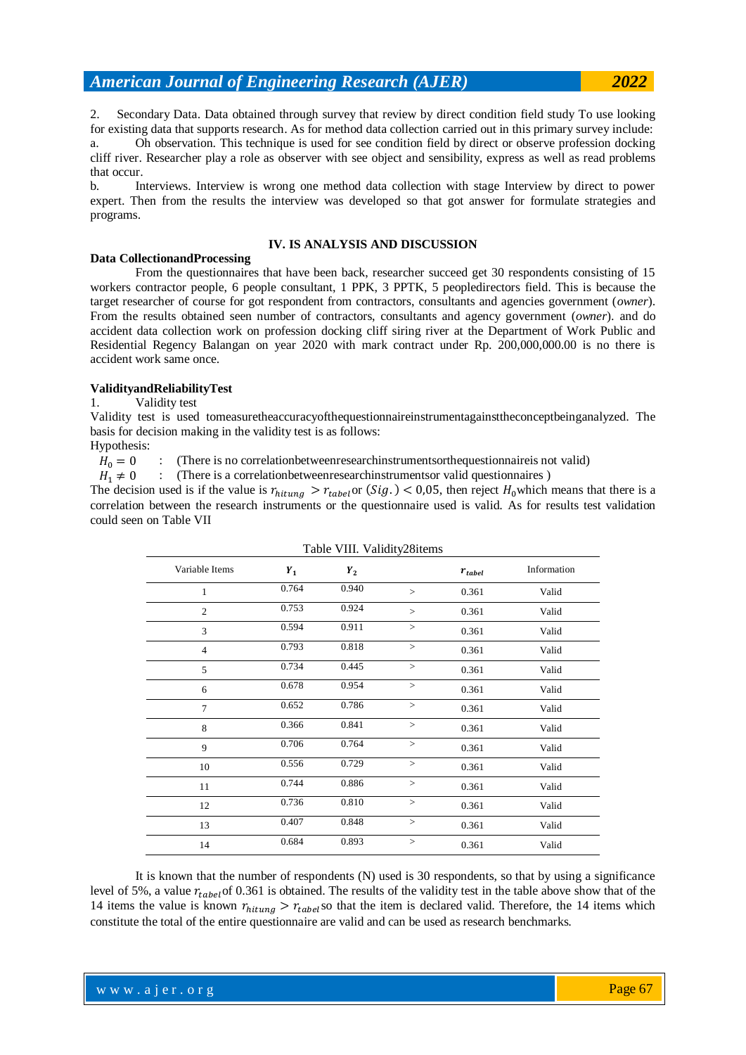2. Secondary Data. Data obtained through survey that review by direct condition field study To use looking for existing data that supports research. As for method data collection carried out in this primary survey include:

a. Oh observation. This technique is used for see condition field by direct or observe profession docking cliff river. Researcher play a role as observer with see object and sensibility, express as well as read problems that occur.

b. Interviews. Interview is wrong one method data collection with stage Interview by direct to power expert. Then from the results the interview was developed so that got answer for formulate strategies and programs.

## IV. IS ANALYSIS AND DISCUSSION

### Data CollectionandProcessing

From the questionnaires that have been back, researcher succeed get 30 respondents consisting of 15 workers contractor people, 6 people consultant, 1 PPK, 3 PPTK, 5 peopledirectors field. This is because the target researcher of course for got respondent from contractors, consultants and agencies government (*owner*). From the results obtained seen number of contractors, consultants and agency government (*owner*). and do accident data collection work on profession docking cliff siring river at the Department of Work Public and Residential Regency Balangan on year 2020 with mark contract under Rp. 200,000,000.00 is no there is accident work same once.

### ValidityandReliabilityTest

1. Validity test

Validity test is used tomeasuretheaccuracyofthequestionnaireinstrumentagainsttheconceptbeinganalyzed. The basis for decision making in the validity test is as follows:

Hypothesis:

$H_0 = 0$ : (There is no correlationbetweenresearchinstrumentsorthequestionnaireis not valid)

$H_1 \neq 0$ : (There is a correlationbetweenresearchinstrumentsor valid questionnaires )

The decision used is if the value is $r_{hitung} > r_{tabel}$ or $(Sig.) < 0{,}05$, then reject $H_0$ which means that there is a correlation between the research instruments or the questionnaire used is valid. As for results test validation could seen on Table VII

Table VIII. Validity28items

| Variable Items | $Y_1$ | $Y_2$ | | $r_{tabel}$ | Information |
|---|---|---|---|---|---|
| 1 | 0.764 | 0.940 | > | 0.361 | Valid |
| 2 | 0.753 | 0.924 | > | 0.361 | Valid |
| 3 | 0.594 | 0.911 | > | 0.361 | Valid |
| 4 | 0.793 | 0.818 | > | 0.361 | Valid |
| 5 | 0.734 | 0.445 | > | 0.361 | Valid |
| 6 | 0.678 | 0.954 | > | 0.361 | Valid |
| 7 | 0.652 | 0.786 | > | 0.361 | Valid |
| 8 | 0.366 | 0.841 | > | 0.361 | Valid |
| 9 | 0.706 | 0.764 | > | 0.361 | Valid |
| 10 | 0.556 | 0.729 | > | 0.361 | Valid |
| 11 | 0.744 | 0.886 | > | 0.361 | Valid |
| 12 | 0.736 | 0.810 | > | 0.361 | Valid |
| 13 | 0.407 | 0.848 | > | 0.361 | Valid |
| 14 | 0.684 | 0.893 | > | 0.361 | Valid |

It is known that the number of respondents (N) used is 30 respondents, so that by using a significance level of 5%, a value $r_{tabel}$ of 0.361 is obtained. The results of the validity test in the table above show that of the 14 items the value is known $r_{hitung} > r_{tabel}$ so that the item is declared valid. Therefore, the 14 items which constitute the total of the entire questionnaire are valid and can be used as research benchmarks.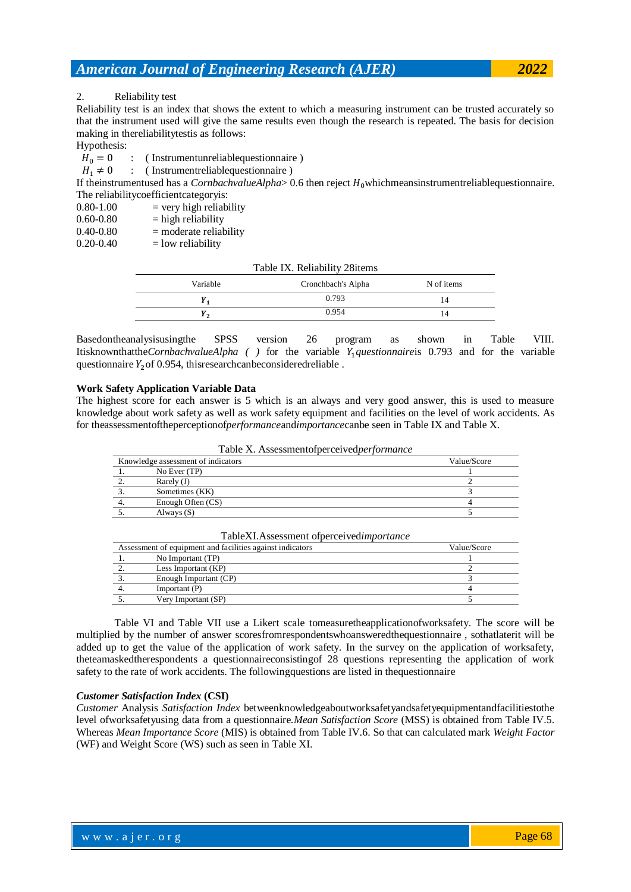2. Reliability test

Reliability test is an index that shows the extent to which a measuring instrument can be trusted accurately so that the instrument used will give the same results even though the research is repeated. The basis for decision making in thereliabilitytestis as follows:

Hypothesis:

$H_0 = 0$ : ( Instrumentunreliablequestionnaire )

$H_1 \neq 0$ : ( Instrumentreliablequestionnaire )

If theinstrumentused has a *CornbachvalueAlpha*> 0.6 then reject $H_0$whichmeansinstrumentreliablequestionnaire. The reliabilitycoefficientcategoryis:

0.80-1.00 = very high reliability
0.60-0.80 = high reliability
0.40-0.80 = moderate reliability
0.20-0.40 = low reliability

Table IX. Reliability 28items

| Variable | Cronchbach's Alpha | N of items |
|---|---|---|
| $Y_1$ | 0.793 | 14 |
| $Y_2$ | 0.954 | 14 |

Basedontheanalysisusingthe SPSS version 26 program as shown in Table VIII. Itisknownthatthe*CornbachvalueAlpha ( )* for the variable $Y_1$*questionnaire*is 0.793 and for the variable questionnaire $Y_2$of 0.954, thisresearchcanbeconsideredreliable .

**Work Safety Application Variable Data**

The highest score for each answer is 5 which is an always and very good answer, this is used to measure knowledge about work safety as well as work safety equipment and facilities on the level of work accidents. As for theassessmentoftheperceptionof*performance*and*importance*canbe seen in Table IX and Table X.

Table X. Assessmentofperceived*performance*

| Knowledge assessment of indicators | | Value/Score |
|---|---|---|
| 1. | No Ever (TP) | 1 |
| 2. | Rarely (J) | 2 |
| 3. | Sometimes (KK) | 3 |
| 4. | Enough Often (CS) | 4 |
| 5. | Always (S) | 5 |

TableXI.Assessment ofperceived*importance*

| Assessment of equipment and facilities against indicators | | Value/Score |
|---|---|---|
| 1. | No Important (TP) | 1 |
| 2. | Less Important (KP) | 2 |
| 3. | Enough Important (CP) | 3 |
| 4. | Important (P) | 4 |
| 5. | Very Important (SP) | 5 |

Table VI and Table VII use a Likert scale tomeasuretheapplicationofworksafety. The score will be multiplied by the number of answer scoresfromrespondentswhoansweredthequestionnaire , sothatlaterit will be added up to get the value of the application of work safety. In the survey on the application of worksafety, theteamaskedtherespondents a questionnaireconsistingof 28 questions representing the application of work safety to the rate of work accidents. The followingquestions are listed in thequestionnaire

***Customer Satisfaction Index*** **(CSI)**

*Customer* Analysis *Satisfaction Index* betweenknowledgeaboutworksafetyandsafetyequipmentandfacilitiestothe level ofworksafetyusing data from a questionnaire.*Mean Satisfaction Score* (MSS) is obtained from Table IV.5. Whereas *Mean Importance Score* (MIS) is obtained from Table IV.6. So that can calculated mark *Weight Factor* (WF) and Weight Score (WS) such as seen in Table XI.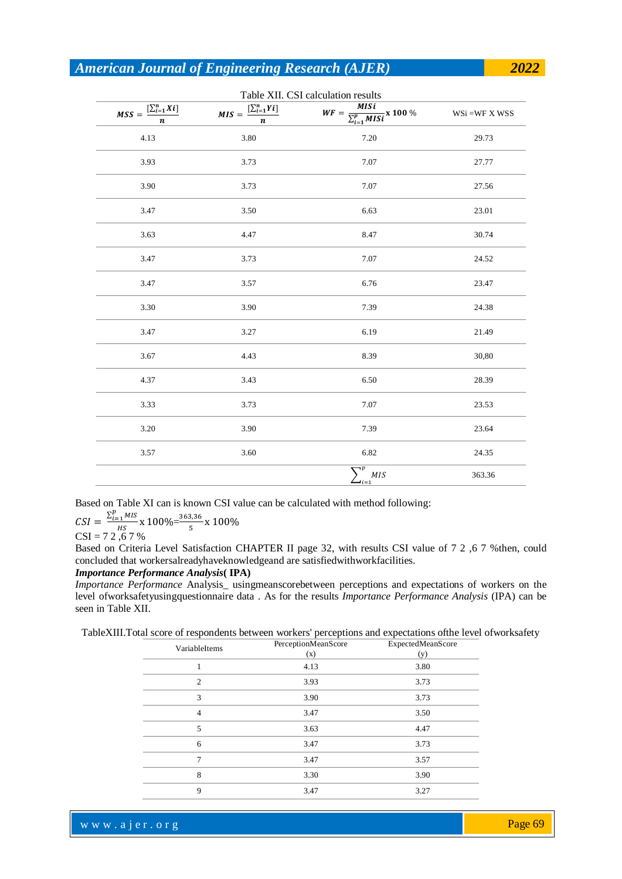Table XII. CSI calculation results

| $MSS = \frac{[\sum_{i=1}^{n} Xi]}{n}$ | $MIS = \frac{[\sum_{i=1}^{n} Yi]}{n}$ | $WF = \frac{MISi}{\sum_{i=1}^{p} MISi}$ x 100 % | WSi =WF X WSS |
|---|---|---|---|
| 4.13 | 3.80 | 7.20 | 29.73 |
| 3.93 | 3.73 | 7.07 | 27.77 |
| 3.90 | 3.73 | 7.07 | 27.56 |
| 3.47 | 3.50 | 6.63 | 23.01 |
| 3.63 | 4.47 | 8.47 | 30.74 |
| 3.47 | 3.73 | 7.07 | 24.52 |
| 3.47 | 3.57 | 6.76 | 23.47 |
| 3.30 | 3.90 | 7.39 | 24.38 |
| 3.47 | 3.27 | 6.19 | 21.49 |
| 3.67 | 4.43 | 8.39 | 30,80 |
| 4.37 | 3.43 | 6.50 | 28.39 |
| 3.33 | 3.73 | 7.07 | 23.53 |
| 3.20 | 3.90 | 7.39 | 23.64 |
| 3.57 | 3.60 | 6.82 | 24.35 |
| | | $\sum_{i=1}^{p} MIS$ | 363.36 |

Based on Table XI can is known CSI value can be calculated with method following:

$CSI = \frac{\sum_{i=1}^{p} MIS}{HS}$ x 100%$=\frac{363{,}36}{5}$ x 100%

CSI = 7 2 ,6 7 %

Based on Criteria Level Satisfaction CHAPTER II page 32, with results CSI value of 7 2 ,6 7 %then, could concluded that workersalreadyhaveknowledgeand are satisfiedwithworkfacilities.

***Importance Performance Analysis*( IPA)**

*Importance Performance* Analysis_ usingmeanscorebetween perceptions and expectations of workers on the level ofworksafetyusingquestionnaire data . As for the results *Importance Performance Analysis* (IPA) can be seen in Table XII.

TableXIII.Total score of respondents between workers' perceptions and expectations ofthe level ofworksafety

| VariableItems | PerceptionMeanScore (x) | ExpectedMeanScore (y) |
|---|---|---|
| 1 | 4.13 | 3.80 |
| 2 | 3.93 | 3.73 |
| 3 | 3.90 | 3.73 |
| 4 | 3.47 | 3.50 |
| 5 | 3.63 | 4.47 |
| 6 | 3.47 | 3.73 |
| 7 | 3.47 | 3.57 |
| 8 | 3.30 | 3.90 |
| 9 | 3.47 | 3.27 |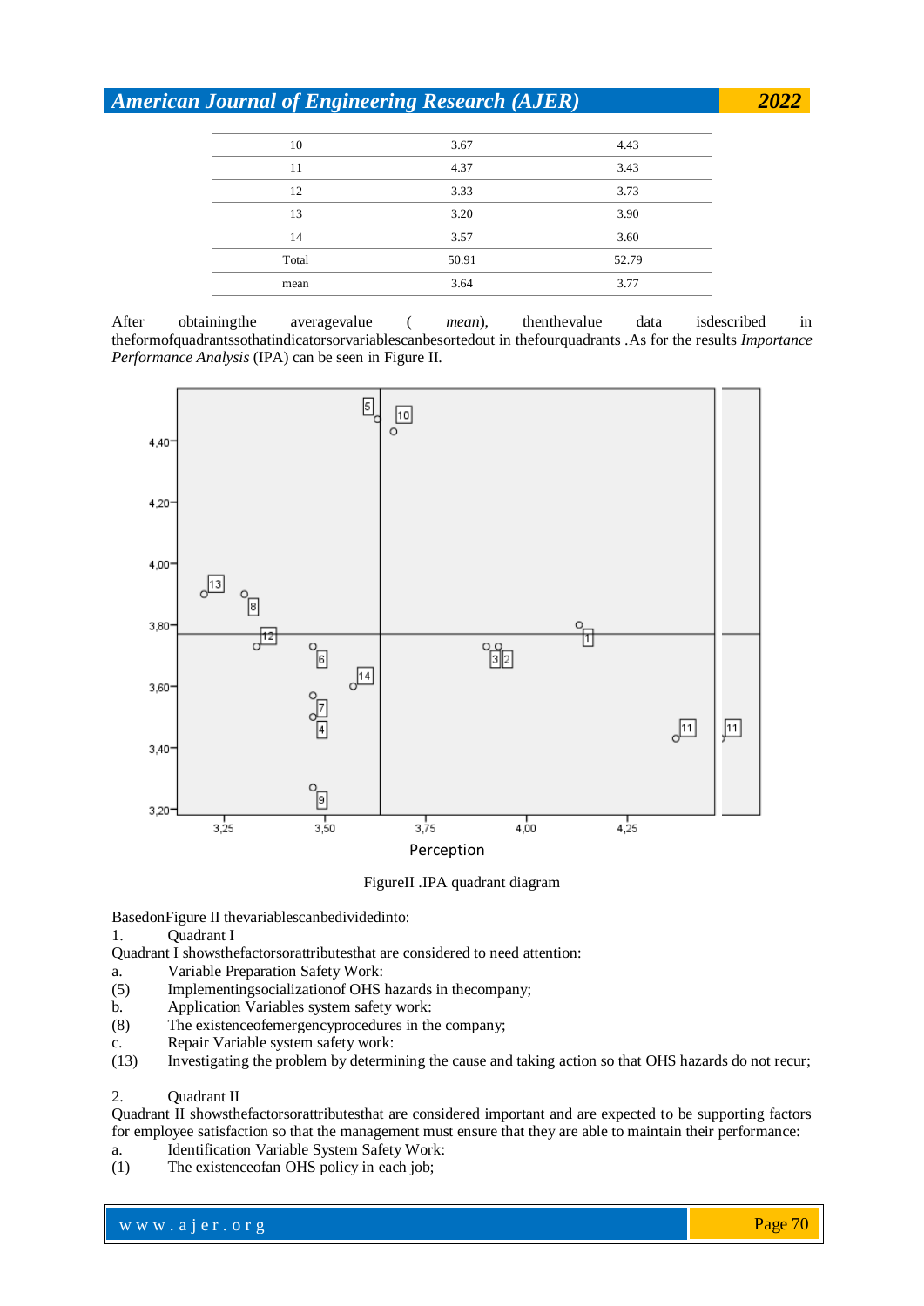| 10 | 3.67 | 4.43 |
|---|---|---|
| 11 | 4.37 | 3.43 |
| 12 | 3.33 | 3.73 |
| 13 | 3.20 | 3.90 |
| 14 | 3.57 | 3.60 |
| Total | 50.91 | 52.79 |
| mean | 3.64 | 3.77 |

After obtainingthe averagevalue ( *mean*), thenthevalue data isdescribed in theformofquadrantssothatindicatorsorvariablescanbesortedout in thefourquadrants .As for the results *Importance Performance Analysis* (IPA) can be seen in Figure II.

FigureII .IPA quadrant diagram

BasedonFigure II thevariablescanbedividedinto:

1. Quadrant I

Quadrant I showsthefactorsorattributesthat are considered to need attention:

a. Variable Preparation Safety Work:

(5) Implementingsocializationof OHS hazards in thecompany;

b. Application Variables system safety work:

(8) The existenceofemergencyprocedures in the company;

c. Repair Variable system safety work:

(13) Investigating the problem by determining the cause and taking action so that OHS hazards do not recur;

2. Quadrant II

Quadrant II showsthefactorsorattributesthat are considered important and are expected to be supporting factors for employee satisfaction so that the management must ensure that they are able to maintain their performance:

a. Identification Variable System Safety Work:

(1) The existenceofan OHS policy in each job;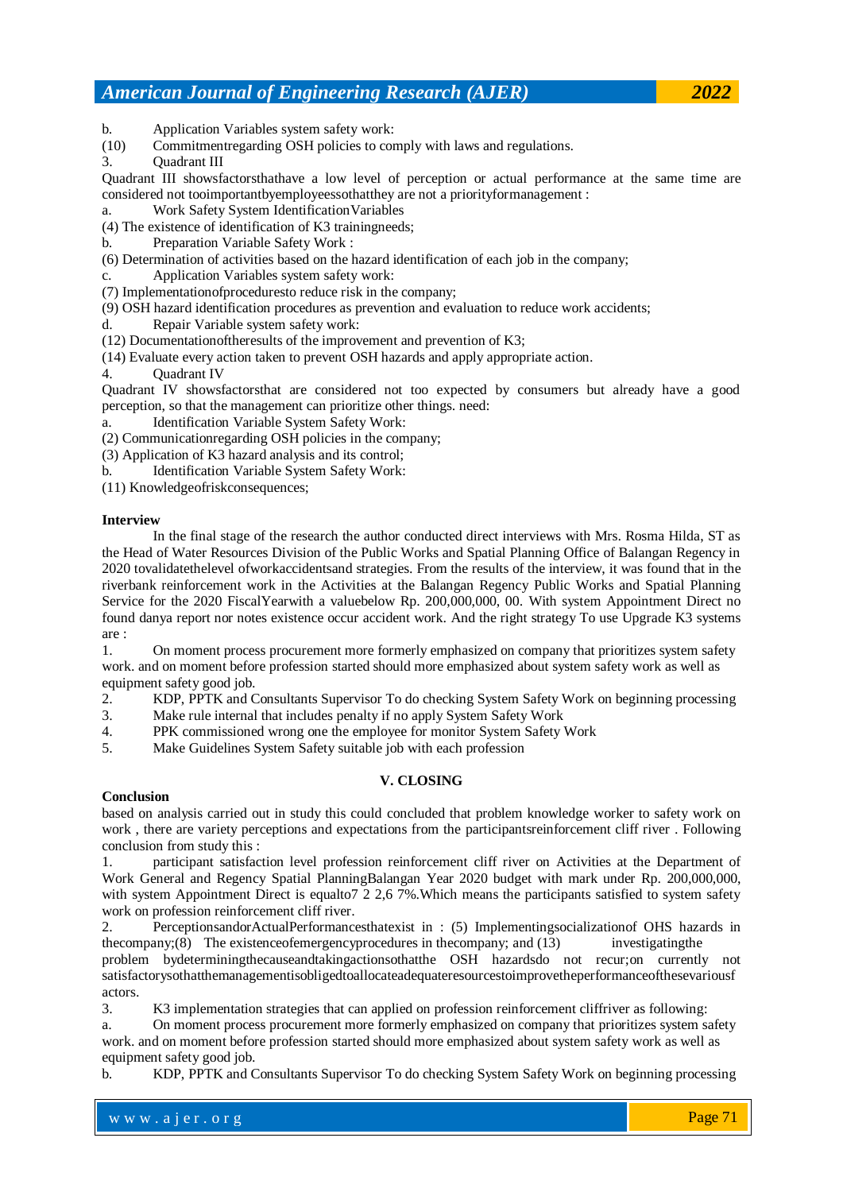b. Application Variables system safety work:

(10) Commitmentregarding OSH policies to comply with laws and regulations.

3. Quadrant III

Quadrant III showsfactorsthathave a low level of perception or actual performance at the same time are considered not tooimportantbyemployeessothatthey are not a priorityformanagement :

a. Work Safety System IdentificationVariables

(4) The existence of identification of K3 trainingneeds;

b. Preparation Variable Safety Work :

(6) Determination of activities based on the hazard identification of each job in the company;

c. Application Variables system safety work:

(7) Implementationofproceduresto reduce risk in the company;

(9) OSH hazard identification procedures as prevention and evaluation to reduce work accidents;

d. Repair Variable system safety work:

(12) Documentationoftheresults of the improvement and prevention of K3;

(14) Evaluate every action taken to prevent OSH hazards and apply appropriate action.

4. Quadrant IV

Quadrant IV showsfactorsthat are considered not too expected by consumers but already have a good perception, so that the management can prioritize other things. need:

a. Identification Variable System Safety Work:

(2) Communicationregarding OSH policies in the company;

(3) Application of K3 hazard analysis and its control;

b. Identification Variable System Safety Work:

(11) Knowledgeofriskconsequences;

**Interview**

In the final stage of the research the author conducted direct interviews with Mrs. Rosma Hilda, ST as the Head of Water Resources Division of the Public Works and Spatial Planning Office of Balangan Regency in 2020 tovalidatethelevel ofworkaccidentsand strategies. From the results of the interview, it was found that in the riverbank reinforcement work in the Activities at the Balangan Regency Public Works and Spatial Planning Service for the 2020 FiscalYearwith a valuebelow Rp. 200,000,000, 00. With system Appointment Direct no found danya report nor notes existence occur accident work. And the right strategy To use Upgrade K3 systems are :

1. On moment process procurement more formerly emphasized on company that prioritizes system safety work. and on moment before profession started should more emphasized about system safety work as well as equipment safety good job.
2. KDP, PPTK and Consultants Supervisor To do checking System Safety Work on beginning processing
3. Make rule internal that includes penalty if no apply System Safety Work
4. PPK commissioned wrong one the employee for monitor System Safety Work
5. Make Guidelines System Safety suitable job with each profession

## V. CLOSING

**Conclusion**

based on analysis carried out in study this could concluded that problem knowledge worker to safety work on work , there are variety perceptions and expectations from the participantsreinforcement cliff river . Following conclusion from study this :

1. participant satisfaction level profession reinforcement cliff river on Activities at the Department of Work General and Regency Spatial PlanningBalangan Year 2020 budget with mark under Rp. 200,000,000, with system Appointment Direct is equalto7 2 2,6 7%.Which means the participants satisfied to system safety work on profession reinforcement cliff river.
2. PerceptionsandorActualPerformancesthatexist in : (5) Implementingsocializationof OHS hazards in thecompany;(8) The existenceofemergencyprocedures in thecompany; and (13) investigatingthe problem bydeterminingthecauseandtakingactionsothatthe OSH hazardsdo not recur;on currently not satisfactorysothatthemanagementisobligedtoallocateadequateresourcestoimprovetheperformanceofthesevariousfactors.
3. K3 implementation strategies that can applied on profession reinforcement cliffriver as following:

a. On moment process procurement more formerly emphasized on company that prioritizes system safety work. and on moment before profession started should more emphasized about system safety work as well as equipment safety good job.

b. KDP, PPTK and Consultants Supervisor To do checking System Safety Work on beginning processing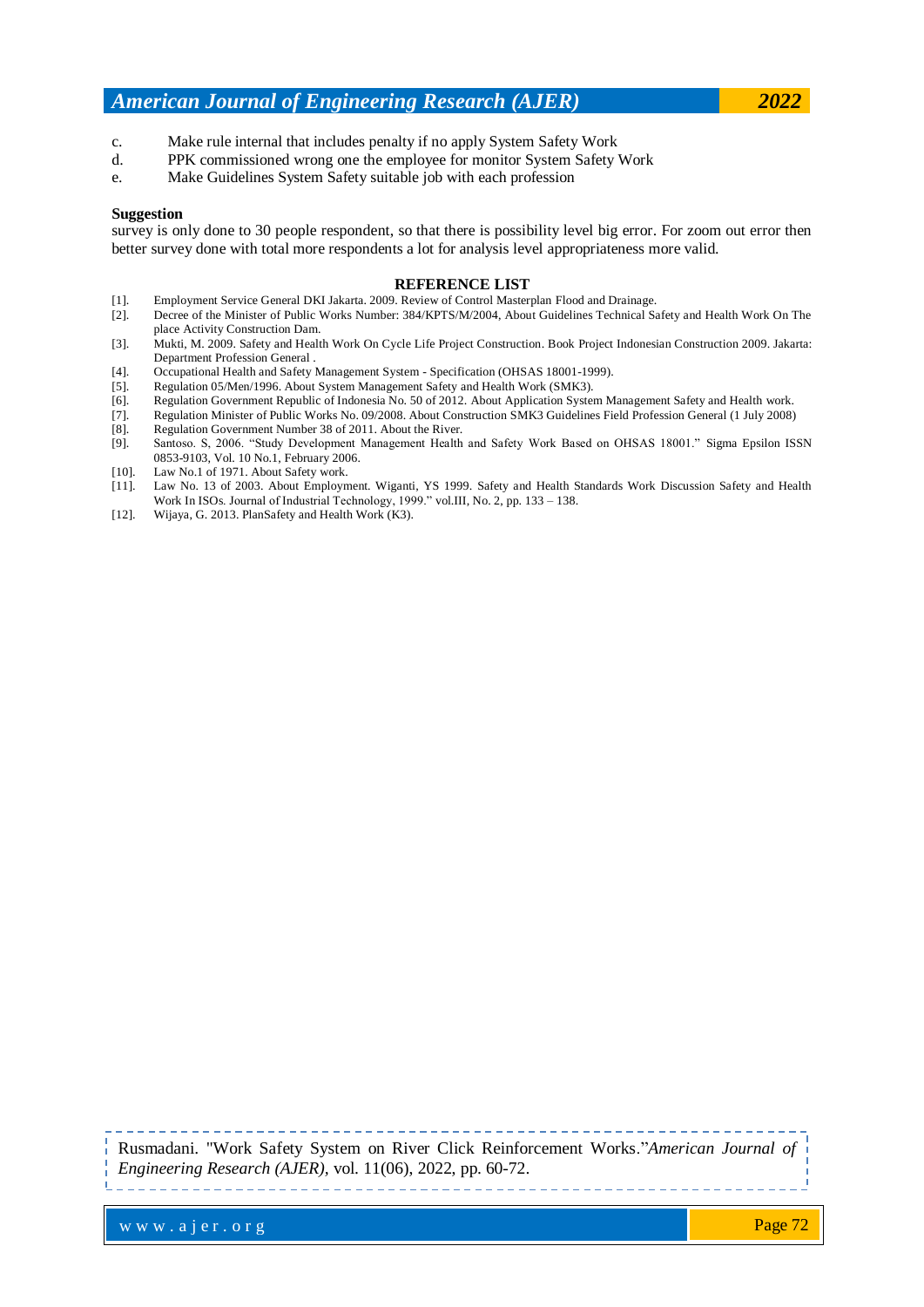c. Make rule internal that includes penalty if no apply System Safety Work
d. PPK commissioned wrong one the employee for monitor System Safety Work
e. Make Guidelines System Safety suitable job with each profession

**Suggestion**

survey is only done to 30 people respondent, so that there is possibility level big error. For zoom out error then better survey done with total more respondents a lot for analysis level appropriateness more valid.

## REFERENCE LIST

[1]. Employment Service General DKI Jakarta. 2009. Review of Control Masterplan Flood and Drainage.
[2]. Decree of the Minister of Public Works Number: 384/KPTS/M/2004, About Guidelines Technical Safety and Health Work On The place Activity Construction Dam.
[3]. Mukti, M. 2009. Safety and Health Work On Cycle Life Project Construction. Book Project Indonesian Construction 2009. Jakarta: Department Profession General .
[4]. Occupational Health and Safety Management System - Specification (OHSAS 18001-1999).
[5]. Regulation 05/Men/1996. About System Management Safety and Health Work (SMK3).
[6]. Regulation Government Republic of Indonesia No. 50 of 2012. About Application System Management Safety and Health work.
[7]. Regulation Minister of Public Works No. 09/2008. About Construction SMK3 Guidelines Field Profession General (1 July 2008)
[8]. Regulation Government Number 38 of 2011. About the River.
[9]. Santoso. S, 2006. "Study Development Management Health and Safety Work Based on OHSAS 18001." Sigma Epsilon ISSN 0853-9103, Vol. 10 No.1, February 2006.
[10]. Law No.1 of 1971. About Safety work.
[11]. Law No. 13 of 2003. About Employment. Wiganti, YS 1999. Safety and Health Standards Work Discussion Safety and Health Work In ISOs. Journal of Industrial Technology, 1999." vol.III, No. 2, pp. 133 – 138.
[12]. Wijaya, G. 2013. PlanSafety and Health Work (K3).

Rusmadani. "Work Safety System on River Click Reinforcement Works."*American Journal of Engineering Research (AJER),* vol. 11(06), 2022, pp. 60-72.